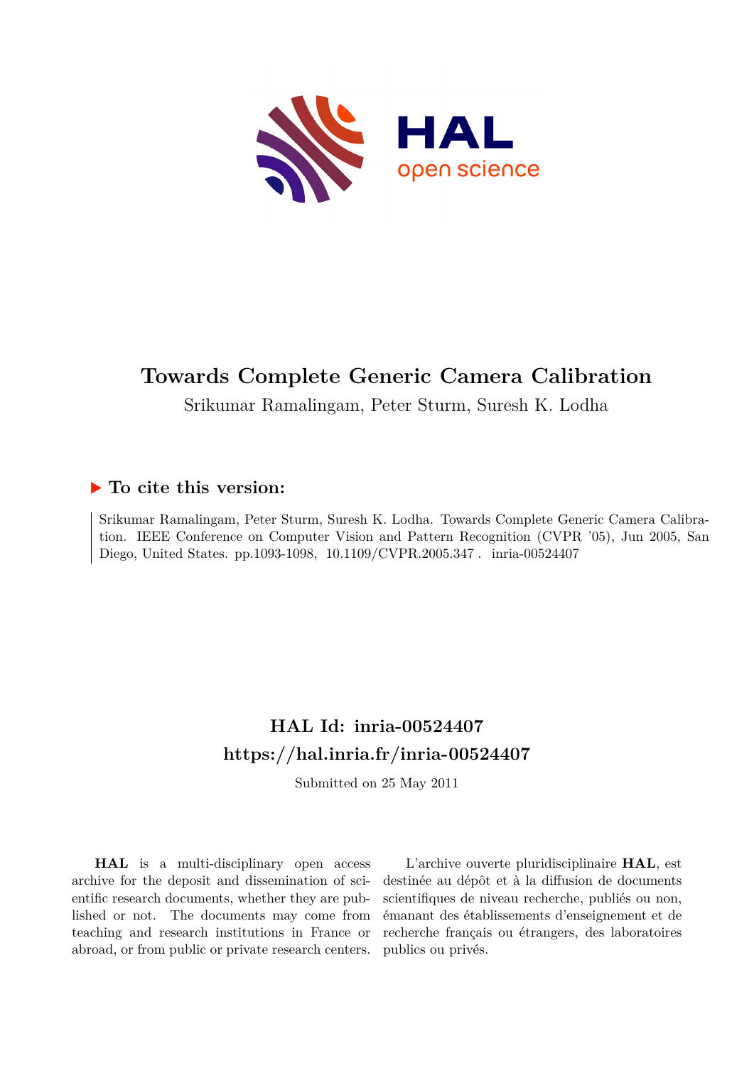# Towards Complete Generic Camera Calibration

Srikumar Ramalingam, Peter Sturm, Suresh K. Lodha

## To cite this version:

Srikumar Ramalingam, Peter Sturm, Suresh K. Lodha. Towards Complete Generic Camera Calibration. IEEE Conference on Computer Vision and Pattern Recognition (CVPR '05), Jun 2005, San Diego, United States. pp.1093-1098, 10.1109/CVPR.2005.347 . inria-00524407

## HAL Id: inria-00524407

## https://hal.inria.fr/inria-00524407

Submitted on 25 May 2011

**HAL** is a multi-disciplinary open access archive for the deposit and dissemination of scientific research documents, whether they are published or not. The documents may come from teaching and research institutions in France or abroad, or from public or private research centers.

L'archive ouverte pluridisciplinaire **HAL**, est destinée au dépôt et à la diffusion de documents scientifiques de niveau recherche, publiés ou non, émanant des établissements d'enseignement et de recherche français ou étrangers, des laboratoires publics ou privés.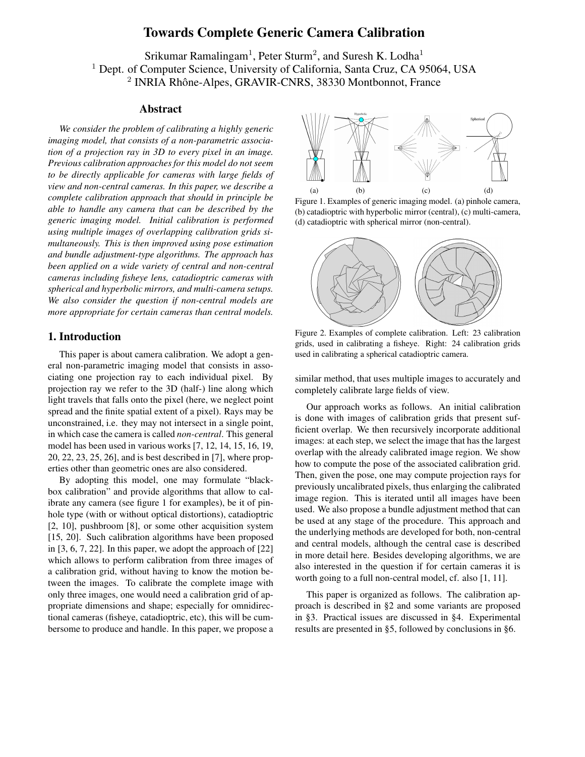# Towards Complete Generic Camera Calibration

Srikumar Ramalingam[1], Peter Sturm[2], and Suresh K. Lodha[1]
[1] Dept. of Computer Science, University of California, Santa Cruz, CA 95064, USA
[2] INRIA Rhône-Alpes, GRAVIR-CNRS, 38330 Montbonnot, France

## Abstract

*We consider the problem of calibrating a highly generic imaging model, that consists of a non-parametric association of a projection ray in 3D to every pixel in an image. Previous calibration approaches for this model do not seem to be directly applicable for cameras with large fields of view and non-central cameras. In this paper, we describe a complete calibration approach that should in principle be able to handle any camera that can be described by the generic imaging model. Initial calibration is performed using multiple images of overlapping calibration grids simultaneously. This is then improved using pose estimation and bundle adjustment-type algorithms. The approach has been applied on a wide variety of central and non-central cameras including fisheye lens, catadioptric cameras with spherical and hyperbolic mirrors, and multi-camera setups. We also consider the question if non-central models are more appropriate for certain cameras than central models.*

## 1. Introduction

This paper is about camera calibration. We adopt a general non-parametric imaging model that consists in associating one projection ray to each individual pixel. By projection ray we refer to the 3D (half-) line along which light travels that falls onto the pixel (here, we neglect point spread and the finite spatial extent of a pixel). Rays may be unconstrained, i.e. they may not intersect in a single point, in which case the camera is called *non-central*. This general model has been used in various works [7, 12, 14, 15, 16, 19, 20, 22, 23, 25, 26], and is best described in [7], where properties other than geometric ones are also considered.

By adopting this model, one may formulate "black-box calibration" and provide algorithms that allow to calibrate any camera (see figure 1 for examples), be it of pinhole type (with or without optical distortions), catadioptric [2, 10], pushbroom [8], or some other acquisition system [15, 20]. Such calibration algorithms have been proposed in [3, 6, 7, 22]. In this paper, we adopt the approach of [22] which allows to perform calibration from three images of a calibration grid, without having to know the motion between the images. To calibrate the complete image with only three images, one would need a calibration grid of appropriate dimensions and shape; especially for omnidirectional cameras (fisheye, catadioptric, etc), this will be cumbersome to produce and handle. In this paper, we propose a similar method, that uses multiple images to accurately and completely calibrate large fields of view.

Figure 1. Examples of generic imaging model. (a) pinhole camera, (b) catadioptric with hyperbolic mirror (central), (c) multi-camera, (d) catadioptric with spherical mirror (non-central).

Figure 2. Examples of complete calibration. Left: 23 calibration grids, used in calibrating a fisheye. Right: 24 calibration grids used in calibrating a spherical catadioptric camera.

Our approach works as follows. An initial calibration is done with images of calibration grids that present sufficient overlap. We then recursively incorporate additional images: at each step, we select the image that has the largest overlap with the already calibrated image region. We show how to compute the pose of the associated calibration grid. Then, given the pose, one may compute projection rays for previously uncalibrated pixels, thus enlarging the calibrated image region. This is iterated until all images have been used. We also propose a bundle adjustment method that can be used at any stage of the procedure. This approach and the underlying methods are developed for both, non-central and central models, although the central case is described in more detail here. Besides developing algorithms, we are also interested in the question if for certain cameras it is worth going to a full non-central model, cf. also [1, 11].

This paper is organized as follows. The calibration approach is described in §2 and some variants are proposed in §3. Practical issues are discussed in §4. Experimental results are presented in §5, followed by conclusions in §6.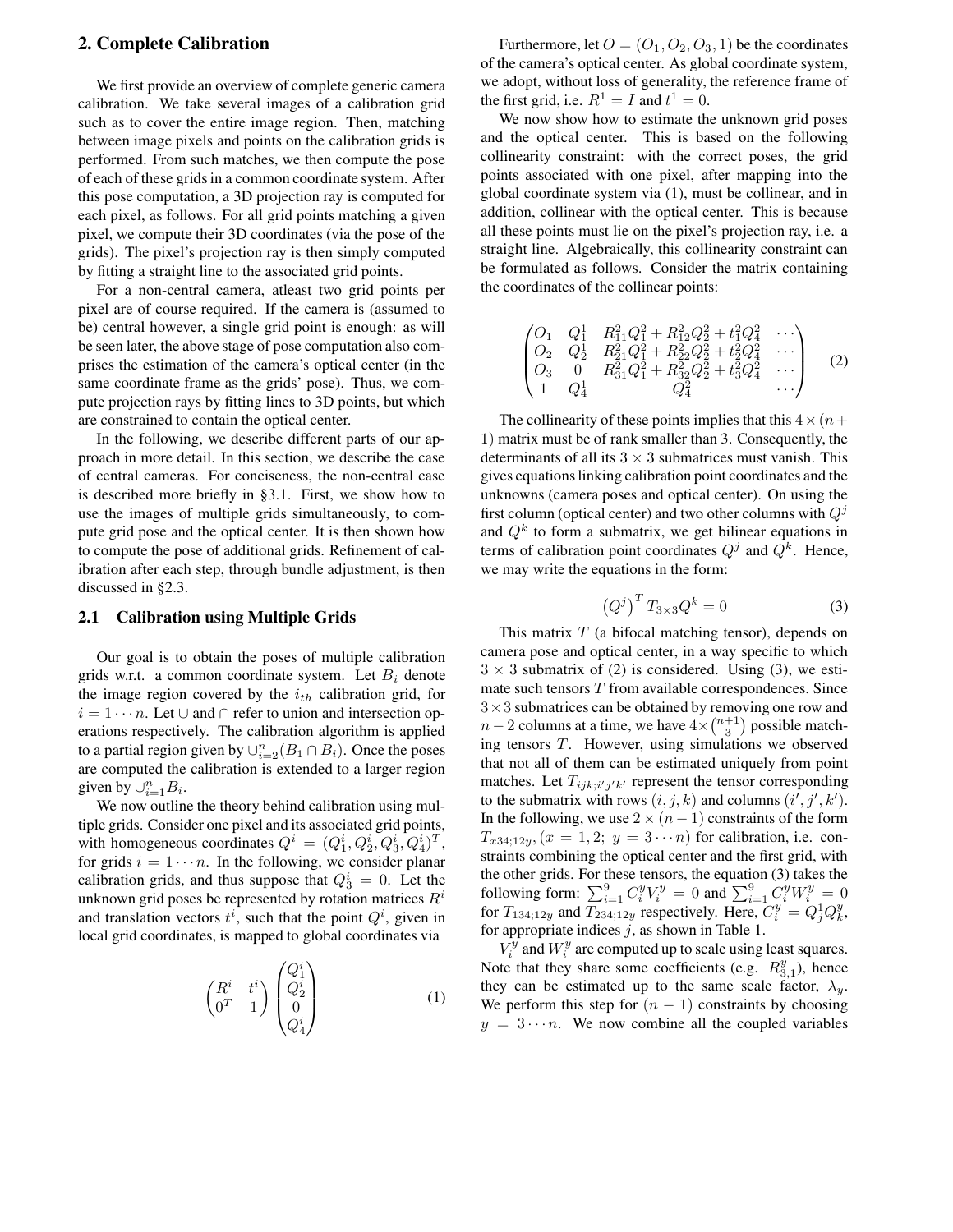## 2. Complete Calibration

We first provide an overview of complete generic camera calibration. We take several images of a calibration grid such as to cover the entire image region. Then, matching between image pixels and points on the calibration grids is performed. From such matches, we then compute the pose of each of these grids in a common coordinate system. After this pose computation, a 3D projection ray is computed for each pixel, as follows. For all grid points matching a given pixel, we compute their 3D coordinates (via the pose of the grids). The pixel's projection ray is then simply computed by fitting a straight line to the associated grid points.

For a non-central camera, atleast two grid points per pixel are of course required. If the camera is (assumed to be) central however, a single grid point is enough: as will be seen later, the above stage of pose computation also comprises the estimation of the camera's optical center (in the same coordinate frame as the grids' pose). Thus, we compute projection rays by fitting lines to 3D points, but which are constrained to contain the optical center.

In the following, we describe different parts of our approach in more detail. In this section, we describe the case of central cameras. For conciseness, the non-central case is described more briefly in §3.1. First, we show how to use the images of multiple grids simultaneously, to compute grid pose and the optical center. It is then shown how to compute the pose of additional grids. Refinement of calibration after each step, through bundle adjustment, is then discussed in §2.3.

### 2.1 Calibration using Multiple Grids

Our goal is to obtain the poses of multiple calibration grids w.r.t. a common coordinate system. Let $B_i$ denote the image region covered by the $i_{th}$ calibration grid, for $i = 1 \cdots n$. Let $\cup$ and $\cap$ refer to union and intersection operations respectively. The calibration algorithm is applied to a partial region given by $\cup_{i=2}^{n}(B_1 \cap B_i)$. Once the poses are computed the calibration is extended to a larger region given by $\cup_{i=1}^{n} B_i$.

We now outline the theory behind calibration using multiple grids. Consider one pixel and its associated grid points, with homogeneous coordinates $Q^i = (Q_1^i, Q_2^i, Q_3^i, Q_4^i)^T$, for grids $i = 1 \cdots n$. In the following, we consider planar calibration grids, and thus suppose that $Q_3^i = 0$. Let the unknown grid poses be represented by rotation matrices $R^i$ and translation vectors $t^i$, such that the point $Q^i$, given in local grid coordinates, is mapped to global coordinates via

$$\begin{pmatrix} R^i & t^i \\ 0^T & 1 \end{pmatrix} \begin{pmatrix} Q_1^i \\ Q_2^i \\ 0 \\ Q_4^i \end{pmatrix} \tag{1}$$

Furthermore, let $O = (O_1, O_2, O_3, 1)$ be the coordinates of the camera's optical center. As global coordinate system, we adopt, without loss of generality, the reference frame of the first grid, i.e. $R^1 = I$ and $t^1 = 0$.

We now show how to estimate the unknown grid poses and the optical center. This is based on the following collinearity constraint: with the correct poses, the grid points associated with one pixel, after mapping into the global coordinate system via (1), must be collinear, and in addition, collinear with the optical center. This is because all these points must lie on the pixel's projection ray, i.e. a straight line. Algebraically, this collinearity constraint can be formulated as follows. Consider the matrix containing the coordinates of the collinear points:

$$\begin{pmatrix} O_1 & Q_1^1 & R_{11}^2 Q_1^2 + R_{12}^2 Q_2^2 + t_1^2 Q_4^2 & \cdots \\ O_2 & Q_2^1 & R_{21}^2 Q_1^2 + R_{22}^2 Q_2^2 + t_2^2 Q_4^2 & \cdots \\ O_3 & 0 & R_{31}^2 Q_1^2 + R_{32}^2 Q_2^2 + t_3^2 Q_4^2 & \cdots \\ 1 & Q_4^1 & Q_4^2 & \cdots \end{pmatrix} \tag{2}$$

The collinearity of these points implies that this $4 \times (n+1)$ matrix must be of rank smaller than 3. Consequently, the determinants of all its $3 \times 3$ submatrices must vanish. This gives equations linking calibration point coordinates and the unknowns (camera poses and optical center). On using the first column (optical center) and two other columns with $Q^j$ and $Q^k$ to form a submatrix, we get bilinear equations in terms of calibration point coordinates $Q^j$ and $Q^k$. Hence, we may write the equations in the form:

$$\left(Q^j\right)^T T_{3\times 3} Q^k = 0 \tag{3}$$

This matrix $T$ (a bifocal matching tensor), depends on camera pose and optical center, in a way specific to which $3 \times 3$ submatrix of (2) is considered. Using (3), we estimate such tensors $T$ from available correspondences. Since $3 \times 3$ submatrices can be obtained by removing one row and $n-2$ columns at a time, we have $4 \times \binom{n+1}{3}$ possible matching tensors $T$. However, using simulations we observed that not all of them can be estimated uniquely from point matches. Let $T_{ijk;i'j'k'}$ represent the tensor corresponding to the submatrix with rows $(i, j, k)$ and columns $(i', j', k')$. In the following, we use $2 \times (n-1)$ constraints of the form $T_{x34;12y}, (x = 1, 2;\ y = 3 \cdots n)$ for calibration, i.e. constraints combining the optical center and the first grid, with the other grids. For these tensors, the equation (3) takes the following form: $\sum_{i=1}^{9} C_i^y V_i^y = 0$ and $\sum_{i=1}^{9} C_i^y W_i^y = 0$ for $T_{134;12y}$ and $T_{234;12y}$ respectively. Here, $C_i^y = Q_j^1 Q_k^y$, for appropriate indices $j$, as shown in Table 1.

$V_i^y$ and $W_i^y$ are computed up to scale using least squares. Note that they share some coefficients (e.g. $R_{3,1}^y$), hence they can be estimated up to the same scale factor, $\lambda_y$. We perform this step for $(n-1)$ constraints by choosing $y = 3 \cdots n$. We now combine all the coupled variables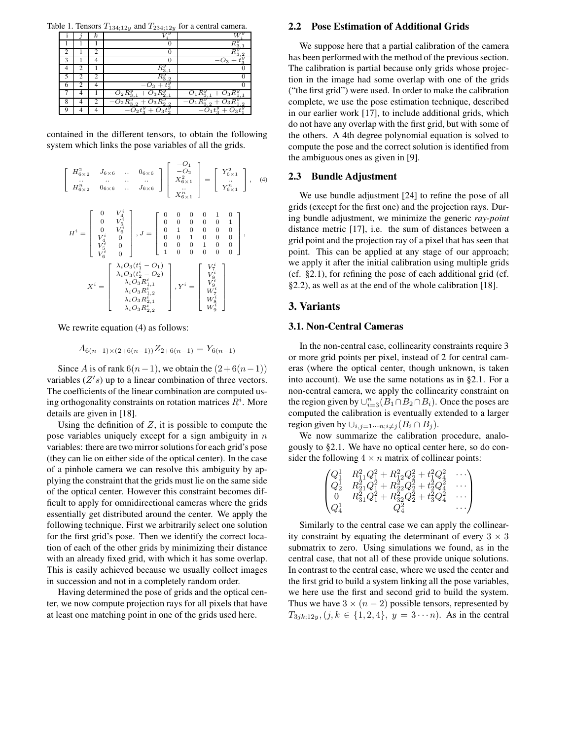Table 1. Tensors $T_{134;12y}$ and $T_{234;12y}$ for a central camera.

| i | $j$ | $k$ | $V_i^y$ | $W_i^y$ |
|---|---|---|---|---|
| 1 | 1 | 1 | 0 | $R_{3,1}^y$ |
| 2 | 1 | 2 | 0 | $R_{3,2}^y$ |
| 3 | 1 | 4 | 0 | $-O_3 + t_3^y$ |
| 4 | 2 | 1 | $R_{3,1}^y$ | 0 |
| 5 | 2 | 2 | $R_{3,2}^y$ | 0 |
| 6 | 2 | 4 | $-O_3 + t_3^y$ | 0 |
| 7 | 4 | 1 | $-O_2 R_{3,1}^y + O_3 R_{2,1}^y$ | $-O_1 R_{3,1}^y + O_3 R_{1,1}^y$ |
| 8 | 4 | 2 | $-O_2 R_{3,2}^y + O_3 R_{2,2}^y$ | $-O_1 R_{3,2}^y + O_3 R_{1,2}^y$ |
| 9 | 4 | 4 | $-O_2 t_3^y + O_3 t_2^y$ | $-O_1 t_3^y + O_3 t_1^y$ |

contained in the different tensors, to obtain the following system which links the pose variables of all the grids.

$$\begin{bmatrix} H_{6\times 2}^2 & J_{6\times 6} & .. & 0_{6\times 6} \\ .. & .. & .. & .. \\ H_{6\times 2}^n & 0_{6\times 6} & .. & J_{6\times 6} \end{bmatrix} \begin{bmatrix} -O_1 \\ -O_2 \\ X_{6\times 1}^2 \\ .. \\ X_{6\times 1}^n \end{bmatrix} = \begin{bmatrix} Y_{6\times 1}^2 \\ .. \\ Y_{6\times 1}^n \end{bmatrix}, \quad (4)$$

$$H^i = \begin{bmatrix} 0 & V_4^i \\ 0 & V_5^i \\ 0 & V_6^i \\ V_4^i & 0 \\ V_5^i & 0 \\ V_6^i & 0 \end{bmatrix}, J = \begin{bmatrix} 0 & 0 & 0 & 0 & 1 & 0 \\ 0 & 0 & 0 & 0 & 0 & 1 \\ 0 & 1 & 0 & 0 & 0 & 0 \\ 0 & 0 & 1 & 0 & 0 & 0 \\ 0 & 0 & 0 & 1 & 0 & 0 \\ 1 & 0 & 0 & 0 & 0 & 0 \end{bmatrix},$$

$$X^i = \begin{bmatrix} \lambda_i O_3(t_1^i - O_1) \\ \lambda_i O_3(t_2^i - O_2) \\ \lambda_i O_3 R_{1,1}^i \\ \lambda_i O_3 R_{1,2}^i \\ \lambda_i O_3 R_{2,1}^i \\ \lambda_i O_3 R_{2,2}^i \end{bmatrix}, Y^i = \begin{bmatrix} V_7^i \\ V_8^i \\ V_9^i \\ W_7^i \\ W_8^i \\ W_9^i \end{bmatrix}$$

We rewrite equation (4) as follows:

$$A_{6(n-1)\times(2+6(n-1))} Z_{2+6(n-1)} = Y_{6(n-1)}$$

Since $A$ is of rank $6(n-1)$, we obtain the $(2+6(n-1))$ variables ($Z's$) up to a linear combination of three vectors. The coefficients of the linear combination are computed using orthogonality constraints on rotation matrices $R^i$. More details are given in [18].

Using the definition of $Z$, it is possible to compute the pose variables uniquely except for a sign ambiguity in $n$ variables: there are two mirror solutions for each grid's pose (they can lie on either side of the optical center). In the case of a pinhole camera we can resolve this ambiguity by applying the constraint that the grids must lie on the same side of the optical center. However this constraint becomes difficult to apply for omnidirectional cameras where the grids essentially get distributed around the center. We apply the following technique. First we arbitrarily select one solution for the first grid's pose. Then we identify the correct location of each of the other grids by minimizing their distance with an already fixed grid, with which it has some overlap. This is easily achieved because we usually collect images in succession and not in a completely random order.

Having determined the pose of grids and the optical center, we now compute projection rays for all pixels that have at least one matching point in one of the grids used here.

## 2.2 Pose Estimation of Additional Grids

We suppose here that a partial calibration of the camera has been performed with the method of the previous section. The calibration is partial because only grids whose projection in the image had some overlap with one of the grids ("the first grid") were used. In order to make the calibration complete, we use the pose estimation technique, described in our earlier work [17], to include additional grids, which do not have any overlap with the first grid, but with some of the others. A 4th degree polynomial equation is solved to compute the pose and the correct solution is identified from the ambiguous ones as given in [9].

## 2.3 Bundle Adjustment

We use bundle adjustment [24] to refine the pose of all grids (except for the first one) and the projection rays. During bundle adjustment, we minimize the generic *ray-point* distance metric [17], i.e. the sum of distances between a grid point and the projection ray of a pixel that has seen that point. This can be applied at any stage of our approach; we apply it after the initial calibration using multiple grids (cf. §2.1), for refining the pose of each additional grid (cf. §2.2), as well as at the end of the whole calibration [18].

# 3. Variants

## 3.1. Non-Central Cameras

In the non-central case, collinearity constraints require 3 or more grid points per pixel, instead of 2 for central cameras (where the optical center, though unknown, is taken into account). We use the same notations as in §2.1. For a non-central camera, we apply the collinearity constraint on the region given by $\cup_{i=3}^{n}(B_1 \cap B_2 \cap B_i)$. Once the poses are computed the calibration is eventually extended to a larger region given by $\cup_{i,j=1\cdots n; i\neq j}(B_i \cap B_j)$.

We now summarize the calibration procedure, analogously to §2.1. We have no optical center here, so do consider the following $4 \times n$ matrix of collinear points:

$$\begin{pmatrix} Q_1^1 & R_{11}^2 Q_1^2 + R_{12}^2 Q_2^2 + t_1^2 Q_4^2 & \cdots \\ Q_2^1 & R_{21}^2 Q_1^2 + R_{22}^2 Q_2^2 + t_2^2 Q_4^2 & \cdots \\ 0 & R_{31}^2 Q_1^2 + R_{32}^2 Q_2^2 + t_3^2 Q_4^2 & \cdots \\ Q_4^1 & Q_4^2 & \cdots \end{pmatrix}$$

Similarly to the central case we can apply the collinearity constraint by equating the determinant of every $3 \times 3$ submatrix to zero. Using simulations we found, as in the central case, that not all of these provide unique solutions. In contrast to the central case, where we used the center and the first grid to build a system linking all the pose variables, we here use the first and second grid to build the system. Thus we have $3 \times (n-2)$ possible tensors, represented by $T_{3jk;12y}, (j, k \in \{1, 2, 4\},\ y = 3 \cdots n)$. As in the central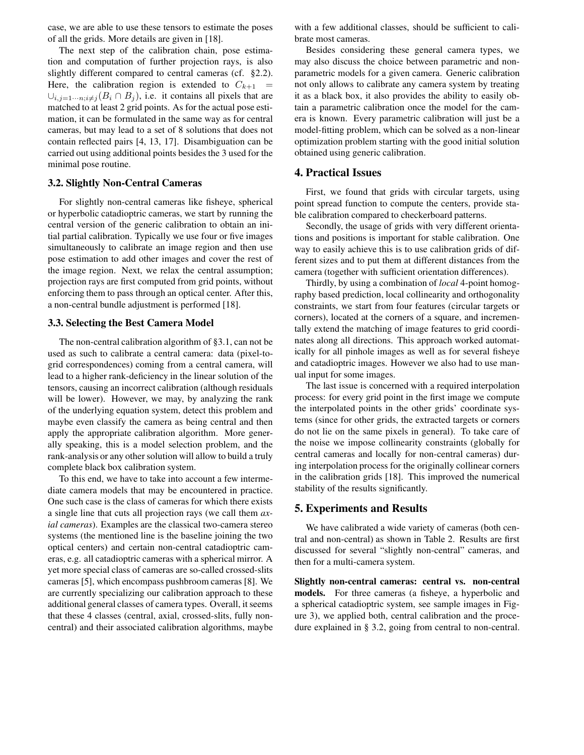case, we are able to use these tensors to estimate the poses of all the grids. More details are given in [18].

The next step of the calibration chain, pose estimation and computation of further projection rays, is also slightly different compared to central cameras (cf. §2.2). Here, the calibration region is extended to $C_{k+1} = \cup_{i,j=1\cdots n;i\neq j}(B_i \cap B_j)$, i.e. it contains all pixels that are matched to at least 2 grid points. As for the actual pose estimation, it can be formulated in the same way as for central cameras, but may lead to a set of 8 solutions that does not contain reflected pairs [4, 13, 17]. Disambiguation can be carried out using additional points besides the 3 used for the minimal pose routine.

### 3.2. Slightly Non-Central Cameras

For slightly non-central cameras like fisheye, spherical or hyperbolic catadioptric cameras, we start by running the central version of the generic calibration to obtain an initial partial calibration. Typically we use four or five images simultaneously to calibrate an image region and then use pose estimation to add other images and cover the rest of the image region. Next, we relax the central assumption; projection rays are first computed from grid points, without enforcing them to pass through an optical center. After this, a non-central bundle adjustment is performed [18].

### 3.3. Selecting the Best Camera Model

The non-central calibration algorithm of §3.1, can not be used as such to calibrate a central camera: data (pixel-to-grid correspondences) coming from a central camera, will lead to a higher rank-deficiency in the linear solution of the tensors, causing an incorrect calibration (although residuals will be lower). However, we may, by analyzing the rank of the underlying equation system, detect this problem and maybe even classify the camera as being central and then apply the appropriate calibration algorithm. More generally speaking, this is a model selection problem, and the rank-analysis or any other solution will allow to build a truly complete black box calibration system.

To this end, we have to take into account a few intermediate camera models that may be encountered in practice. One such case is the class of cameras for which there exists a single line that cuts all projection rays (we call them *axial cameras*). Examples are the classical two-camera stereo systems (the mentioned line is the baseline joining the two optical centers) and certain non-central catadioptric cameras, e.g. all catadioptric cameras with a spherical mirror. A yet more special class of cameras are so-called crossed-slits cameras [5], which encompass pushbroom cameras [8]. We are currently specializing our calibration approach to these additional general classes of camera types. Overall, it seems that these 4 classes (central, axial, crossed-slits, fully non-central) and their associated calibration algorithms, maybe with a few additional classes, should be sufficient to calibrate most cameras.

Besides considering these general camera types, we may also discuss the choice between parametric and non-parametric models for a given camera. Generic calibration not only allows to calibrate any camera system by treating it as a black box, it also provides the ability to easily obtain a parametric calibration once the model for the camera is known. Every parametric calibration will just be a model-fitting problem, which can be solved as a non-linear optimization problem starting with the good initial solution obtained using generic calibration.

## 4. Practical Issues

First, we found that grids with circular targets, using point spread function to compute the centers, provide stable calibration compared to checkerboard patterns.

Secondly, the usage of grids with very different orientations and positions is important for stable calibration. One way to easily achieve this is to use calibration grids of different sizes and to put them at different distances from the camera (together with sufficient orientation differences).

Thirdly, by using a combination of *local* 4-point homography based prediction, local collinearity and orthogonality constraints, we start from four features (circular targets or corners), located at the corners of a square, and incrementally extend the matching of image features to grid coordinates along all directions. This approach worked automatically for all pinhole images as well as for several fisheye and catadioptric images. However we also had to use manual input for some images.

The last issue is concerned with a required interpolation process: for every grid point in the first image we compute the interpolated points in the other grids' coordinate systems (since for other grids, the extracted targets or corners do not lie on the same pixels in general). To take care of the noise we impose collinearity constraints (globally for central cameras and locally for non-central cameras) during interpolation process for the originally collinear corners in the calibration grids [18]. This improved the numerical stability of the results significantly.

## 5. Experiments and Results

We have calibrated a wide variety of cameras (both central and non-central) as shown in Table 2. Results are first discussed for several "slightly non-central" cameras, and then for a multi-camera system.

**Slightly non-central cameras: central vs. non-central models.** For three cameras (a fisheye, a hyperbolic and a spherical catadioptric system, see sample images in Figure 3), we applied both, central calibration and the procedure explained in § 3.2, going from central to non-central.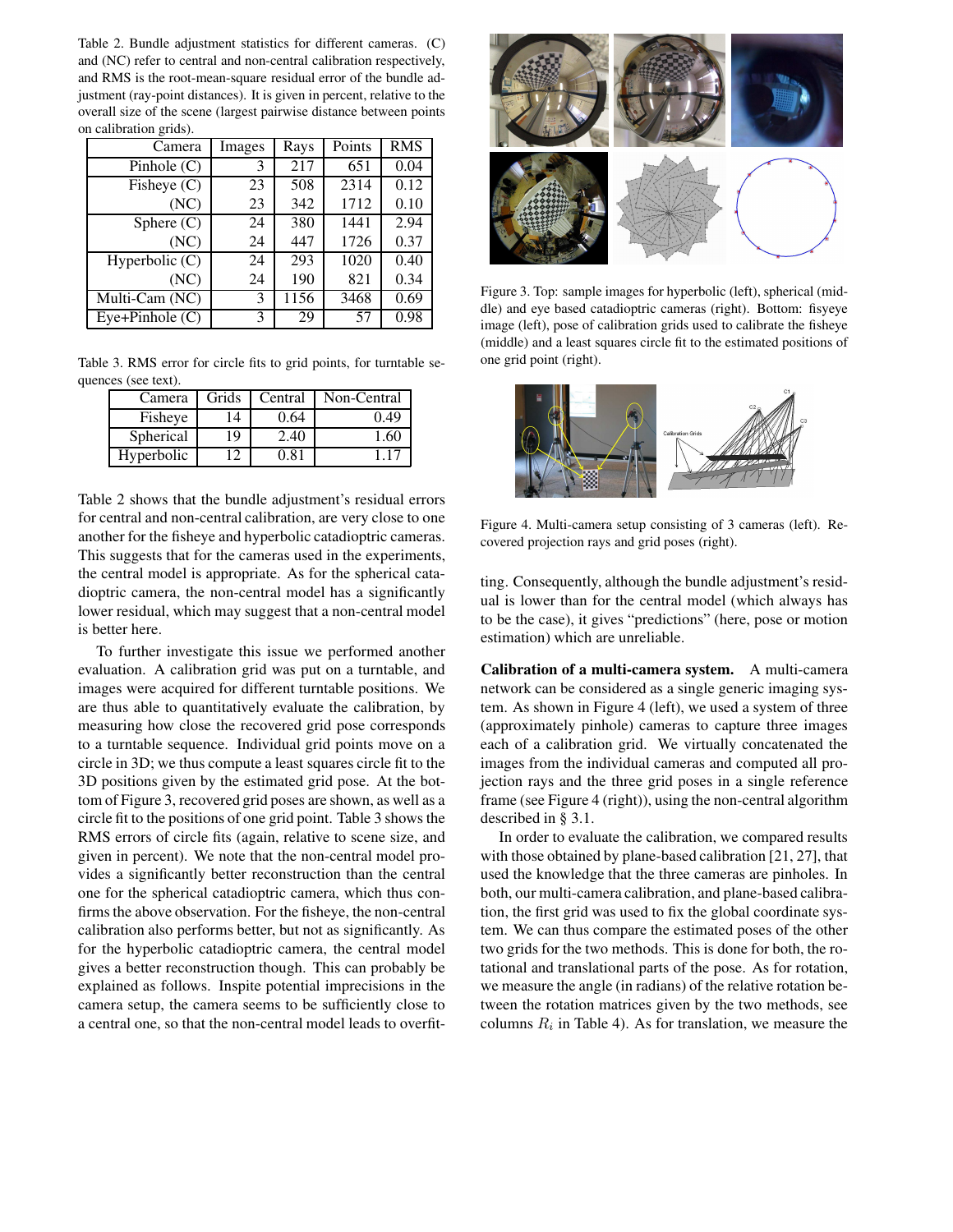Table 2. Bundle adjustment statistics for different cameras. (C) and (NC) refer to central and non-central calibration respectively, and RMS is the root-mean-square residual error of the bundle adjustment (ray-point distances). It is given in percent, relative to the overall size of the scene (largest pairwise distance between points on calibration grids).

| Camera | Images | Rays | Points | RMS |
|---|---|---|---|---|
| Pinhole (C) | 3 | 217 | 651 | 0.04 |
| Fisheye (C) | 23 | 508 | 2314 | 0.12 |
| (NC) | 23 | 342 | 1712 | 0.10 |
| Sphere (C) | 24 | 380 | 1441 | 2.94 |
| (NC) | 24 | 447 | 1726 | 0.37 |
| Hyperbolic (C) | 24 | 293 | 1020 | 0.40 |
| (NC) | 24 | 190 | 821 | 0.34 |
| Multi-Cam (NC) | 3 | 1156 | 3468 | 0.69 |
| Eye+Pinhole (C) | 3 | 29 | 57 | 0.98 |

Table 3. RMS error for circle fits to grid points, for turntable sequences (see text).

| Camera | Grids | Central | Non-Central |
|---|---|---|---|
| Fisheye | 14 | 0.64 | 0.49 |
| Spherical | 19 | 2.40 | 1.60 |
| Hyperbolic | 12 | 0.81 | 1.17 |

Table 2 shows that the bundle adjustment's residual errors for central and non-central calibration, are very close to one another for the fisheye and hyperbolic catadioptric cameras. This suggests that for the cameras used in the experiments, the central model is appropriate. As for the spherical catadioptric camera, the non-central model has a significantly lower residual, which may suggest that a non-central model is better here.

To further investigate this issue we performed another evaluation. A calibration grid was put on a turntable, and images were acquired for different turntable positions. We are thus able to quantitatively evaluate the calibration, by measuring how close the recovered grid pose corresponds to a turntable sequence. Individual grid points move on a circle in 3D; we thus compute a least squares circle fit to the 3D positions given by the estimated grid pose. At the bottom of Figure 3, recovered grid poses are shown, as well as a circle fit to the positions of one grid point. Table 3 shows the RMS errors of circle fits (again, relative to scene size, and given in percent). We note that the non-central model provides a significantly better reconstruction than the central one for the spherical catadioptric camera, which thus confirms the above observation. For the fisheye, the non-central calibration also performs better, but not as significantly. As for the hyperbolic catadioptric camera, the central model gives a better reconstruction though. This can probably be explained as follows. Inspite potential imprecisions in the camera setup, the camera seems to be sufficiently close to a central one, so that the non-central model leads to overfitting. Consequently, although the bundle adjustment's residual is lower than for the central model (which always has to be the case), it gives "predictions" (here, pose or motion estimation) which are unreliable.

Figure 3. Top: sample images for hyperbolic (left), spherical (middle) and eye based catadioptric cameras (right). Bottom: fisyeye image (left), pose of calibration grids used to calibrate the fisheye (middle) and a least squares circle fit to the estimated positions of one grid point (right).

Figure 4. Multi-camera setup consisting of 3 cameras (left). Recovered projection rays and grid poses (right).

**Calibration of a multi-camera system.** A multi-camera network can be considered as a single generic imaging system. As shown in Figure 4 (left), we used a system of three (approximately pinhole) cameras to capture three images each of a calibration grid. We virtually concatenated the images from the individual cameras and computed all projection rays and the three grid poses in a single reference frame (see Figure 4 (right)), using the non-central algorithm described in § 3.1.

In order to evaluate the calibration, we compared results with those obtained by plane-based calibration [21, 27], that used the knowledge that the three cameras are pinholes. In both, our multi-camera calibration, and plane-based calibration, the first grid was used to fix the global coordinate system. We can thus compare the estimated poses of the other two grids for the two methods. This is done for both, the rotational and translational parts of the pose. As for rotation, we measure the angle (in radians) of the relative rotation between the rotation matrices given by the two methods, see columns $R_i$ in Table 4). As for translation, we measure the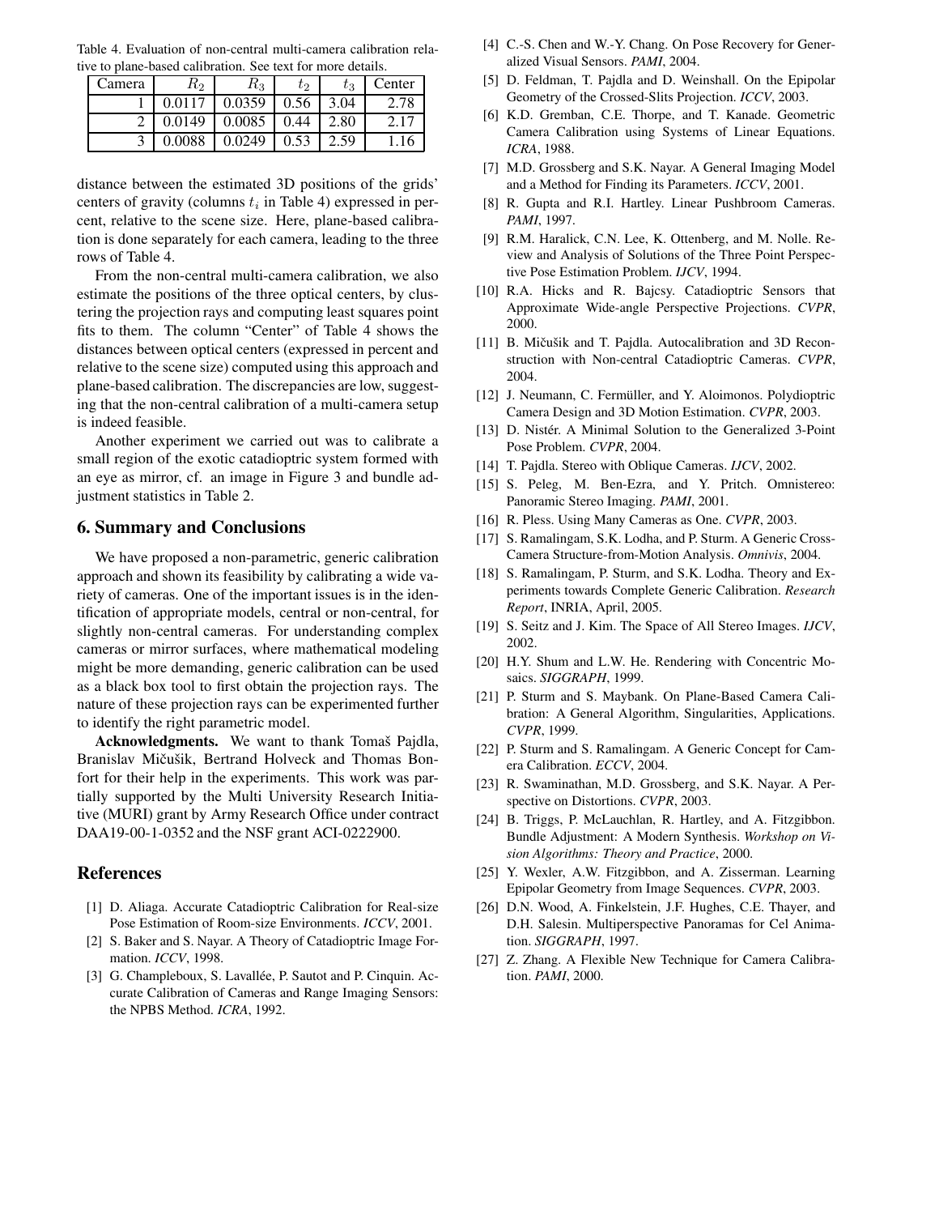Table 4. Evaluation of non-central multi-camera calibration relative to plane-based calibration. See text for more details.

| Camera | $R_2$ | $R_3$ | $t_2$ | $t_3$ | Center |
|---|---|---|---|---|---|
| 1 | 0.0117 | 0.0359 | 0.56 | 3.04 | 2.78 |
| 2 | 0.0149 | 0.0085 | 0.44 | 2.80 | 2.17 |
| 3 | 0.0088 | 0.0249 | 0.53 | 2.59 | 1.16 |

distance between the estimated 3D positions of the grids' centers of gravity (columns $t_i$ in Table 4) expressed in percent, relative to the scene size. Here, plane-based calibration is done separately for each camera, leading to the three rows of Table 4.

From the non-central multi-camera calibration, we also estimate the positions of the three optical centers, by clustering the projection rays and computing least squares point fits to them. The column "Center" of Table 4 shows the distances between optical centers (expressed in percent and relative to the scene size) computed using this approach and plane-based calibration. The discrepancies are low, suggesting that the non-central calibration of a multi-camera setup is indeed feasible.

Another experiment we carried out was to calibrate a small region of the exotic catadioptric system formed with an eye as mirror, cf. an image in Figure 3 and bundle adjustment statistics in Table 2.

## 6. Summary and Conclusions

We have proposed a non-parametric, generic calibration approach and shown its feasibility by calibrating a wide variety of cameras. One of the important issues is in the identification of appropriate models, central or non-central, for slightly non-central cameras. For understanding complex cameras or mirror surfaces, where mathematical modeling might be more demanding, generic calibration can be used as a black box tool to first obtain the projection rays. The nature of these projection rays can be experimented further to identify the right parametric model.

**Acknowledgments.** We want to thank Tomaš Pajdla, Branislav Mičušik, Bertrand Holveck and Thomas Bonfort for their help in the experiments. This work was partially supported by the Multi University Research Initiative (MURI) grant by Army Research Office under contract DAA19-00-1-0352 and the NSF grant ACI-0222900.

## References

[1] D. Aliaga. Accurate Catadioptric Calibration for Real-size Pose Estimation of Room-size Environments. *ICCV*, 2001.

[2] S. Baker and S. Nayar. A Theory of Catadioptric Image Formation. *ICCV*, 1998.

[3] G. Champleboux, S. Lavallée, P. Sautot and P. Cinquin. Accurate Calibration of Cameras and Range Imaging Sensors: the NPBS Method. *ICRA*, 1992.

[4] C.-S. Chen and W.-Y. Chang. On Pose Recovery for Generalized Visual Sensors. *PAMI*, 2004.

[5] D. Feldman, T. Pajdla and D. Weinshall. On the Epipolar Geometry of the Crossed-Slits Projection. *ICCV*, 2003.

[6] K.D. Gremban, C.E. Thorpe, and T. Kanade. Geometric Camera Calibration using Systems of Linear Equations. *ICRA*, 1988.

[7] M.D. Grossberg and S.K. Nayar. A General Imaging Model and a Method for Finding its Parameters. *ICCV*, 2001.

[8] R. Gupta and R.I. Hartley. Linear Pushbroom Cameras. *PAMI*, 1997.

[9] R.M. Haralick, C.N. Lee, K. Ottenberg, and M. Nolle. Review and Analysis of Solutions of the Three Point Perspective Pose Estimation Problem. *IJCV*, 1994.

[10] R.A. Hicks and R. Bajcsy. Catadioptric Sensors that Approximate Wide-angle Perspective Projections. *CVPR*, 2000.

[11] B. Mičušik and T. Pajdla. Autocalibration and 3D Reconstruction with Non-central Catadioptric Cameras. *CVPR*, 2004.

[12] J. Neumann, C. Fermüller, and Y. Aloimonos. Polydioptric Camera Design and 3D Motion Estimation. *CVPR*, 2003.

[13] D. Nistér. A Minimal Solution to the Generalized 3-Point Pose Problem. *CVPR*, 2004.

[14] T. Pajdla. Stereo with Oblique Cameras. *IJCV*, 2002.

[15] S. Peleg, M. Ben-Ezra, and Y. Pritch. Omnistereo: Panoramic Stereo Imaging. *PAMI*, 2001.

[16] R. Pless. Using Many Cameras as One. *CVPR*, 2003.

[17] S. Ramalingam, S.K. Lodha, and P. Sturm. A Generic Cross-Camera Structure-from-Motion Analysis. *Omnivis*, 2004.

[18] S. Ramalingam, P. Sturm, and S.K. Lodha. Theory and Experiments towards Complete Generic Calibration. *Research Report*, INRIA, April, 2005.

[19] S. Seitz and J. Kim. The Space of All Stereo Images. *IJCV*, 2002.

[20] H.Y. Shum and L.W. He. Rendering with Concentric Mosaics. *SIGGRAPH*, 1999.

[21] P. Sturm and S. Maybank. On Plane-Based Camera Calibration: A General Algorithm, Singularities, Applications. *CVPR*, 1999.

[22] P. Sturm and S. Ramalingam. A Generic Concept for Camera Calibration. *ECCV*, 2004.

[23] R. Swaminathan, M.D. Grossberg, and S.K. Nayar. A Perspective on Distortions. *CVPR*, 2003.

[24] B. Triggs, P. McLauchlan, R. Hartley, and A. Fitzgibbon. Bundle Adjustment: A Modern Synthesis. *Workshop on Vision Algorithms: Theory and Practice*, 2000.

[25] Y. Wexler, A.W. Fitzgibbon, and A. Zisserman. Learning Epipolar Geometry from Image Sequences. *CVPR*, 2003.

[26] D.N. Wood, A. Finkelstein, J.F. Hughes, C.E. Thayer, and D.H. Salesin. Multiperspective Panoramas for Cel Animation. *SIGGRAPH*, 1997.

[27] Z. Zhang. A Flexible New Technique for Camera Calibration. *PAMI*, 2000.